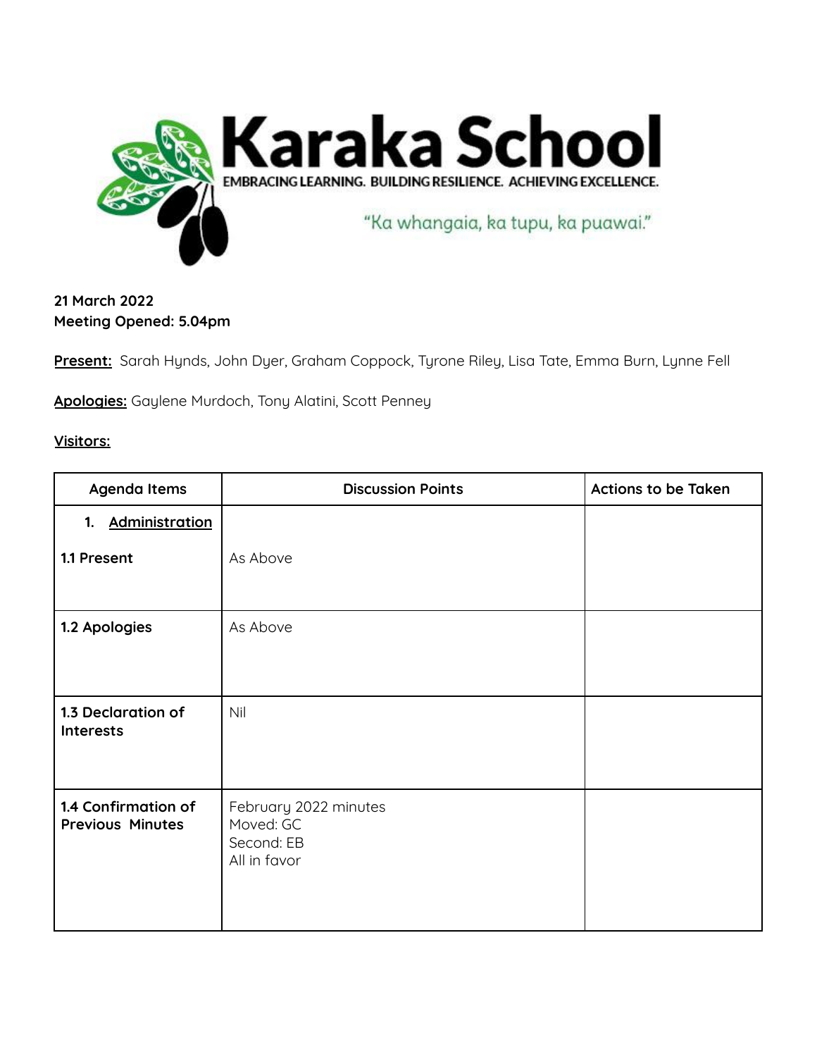# Karaka School

EMBRACING LEARNING. BUILDING RESILIENCE. ACHIEVING EXCELLENCE.

"Ka whangaia, ka tupu, ka puawai."

**21 March 2022**
**Meeting Opened: 5.04pm**

**Present:** Sarah Hynds, John Dyer, Graham Coppock, Tyrone Riley, Lisa Tate, Emma Burn, Lynne Fell

**Apologies:** Gaylene Murdoch, Tony Alatini, Scott Penney

**Visitors:**

| Agenda Items | Discussion Points | Actions to be Taken |
|---|---|---|
| **1. Administration**<br><br>**1.1 Present** | As Above | |
| **1.2 Apologies** | As Above | |
| **1.3 Declaration of Interests** | Nil | |
| **1.4 Confirmation of Previous Minutes** | February 2022 minutes<br>Moved: GC<br>Second: EB<br>All in favor | |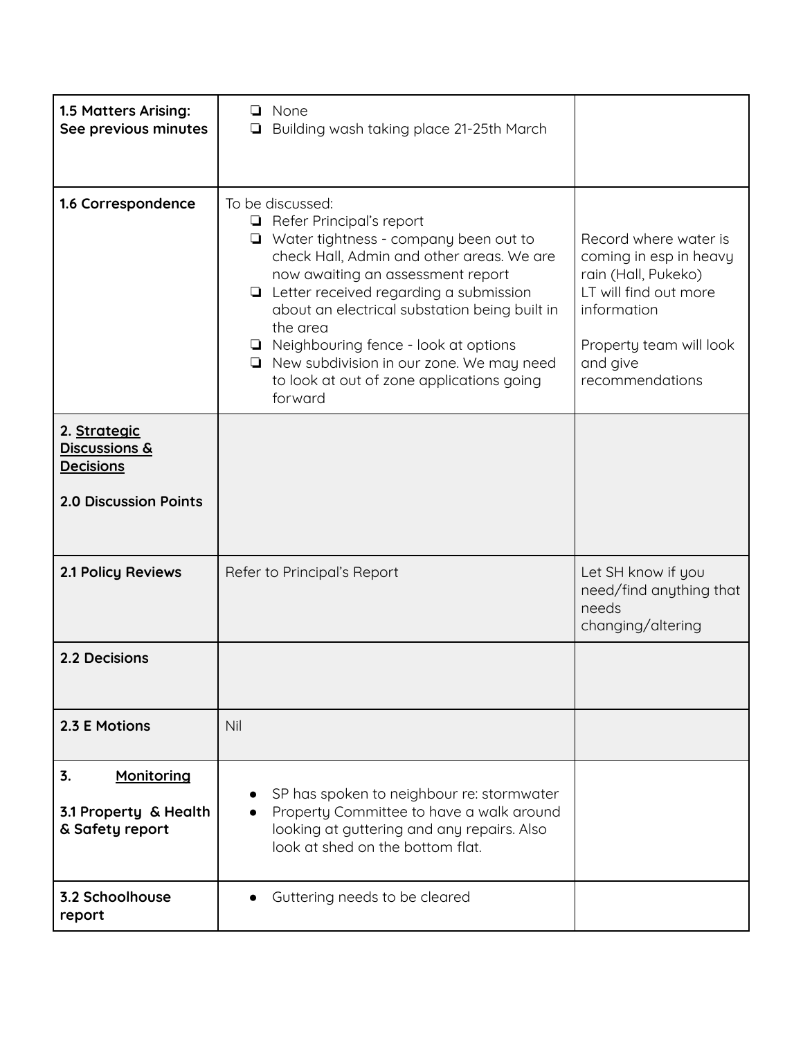| | | |
|---|---|---|
| **1.5 Matters Arising: See previous minutes** | ❏ None<br>❏ Building wash taking place 21-25th March | |
| **1.6 Correspondence** | To be discussed:<br>❏ Refer Principal's report<br>❏ Water tightness - company been out to check Hall, Admin and other areas. We are now awaiting an assessment report<br>❏ Letter received regarding a submission about an electrical substation being built in the area<br>❏ Neighbouring fence - look at options<br>❏ New subdivision in our zone. We may need to look at out of zone applications going forward | Record where water is coming in esp in heavy rain (Hall, Pukeko)<br>LT will find out more information<br><br>Property team will look and give recommendations |
| **2. Strategic Discussions & Decisions**<br><br>**2.0 Discussion Points** | | |
| **2.1 Policy Reviews** | Refer to Principal's Report | Let SH know if you need/find anything that needs changing/altering |
| **2.2 Decisions** | | |
| **2.3 E Motions** | Nil | |
| **3. Monitoring**<br><br>**3.1 Property & Health & Safety report** | ● SP has spoken to neighbour re: stormwater<br>● Property Committee to have a walk around looking at guttering and any repairs. Also look at shed on the bottom flat. | |
| **3.2 Schoolhouse report** | ● Guttering needs to be cleared | |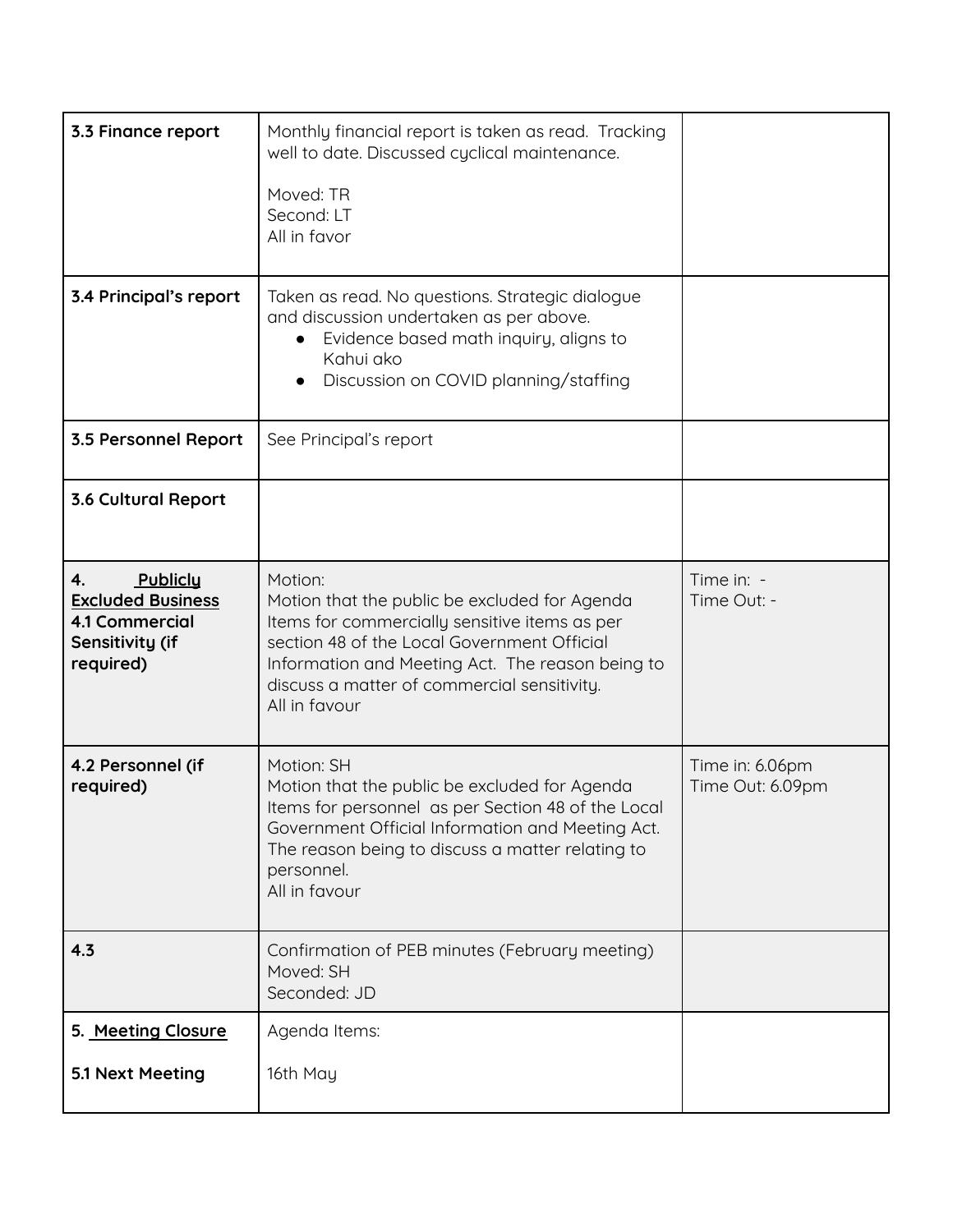| | | |
|---|---|---|
| **3.3 Finance report** | Monthly financial report is taken as read. Tracking well to date. Discussed cyclical maintenance.<br><br>Moved: TR<br>Second: LT<br>All in favor | |
| **3.4 Principal's report** | Taken as read. No questions. Strategic dialogue and discussion undertaken as per above.<br>● Evidence based math inquiry, aligns to Kahui ako<br>● Discussion on COVID planning/staffing | |
| **3.5 Personnel Report** | See Principal's report | |
| **3.6 Cultural Report** | | |
| **4. <u>Publicly Excluded Business</u>**<br>**4.1 Commercial Sensitivity (if required)** | Motion:<br>Motion that the public be excluded for Agenda Items for commercially sensitive items as per section 48 of the Local Government Official Information and Meeting Act. The reason being to discuss a matter of commercial sensitivity.<br>All in favour | Time in: -<br>Time Out: - |
| **4.2 Personnel (if required)** | Motion: SH<br>Motion that the public be excluded for Agenda Items for personnel as per Section 48 of the Local Government Official Information and Meeting Act. The reason being to discuss a matter relating to personnel.<br>All in favour | Time in: 6.06pm<br>Time Out: 6.09pm |
| **4.3** | Confirmation of PEB minutes (February meeting)<br>Moved: SH<br>Seconded: JD | |
| **5. <u>Meeting Closure</u>**<br><br>**5.1 Next Meeting** | Agenda Items:<br><br>16th May | |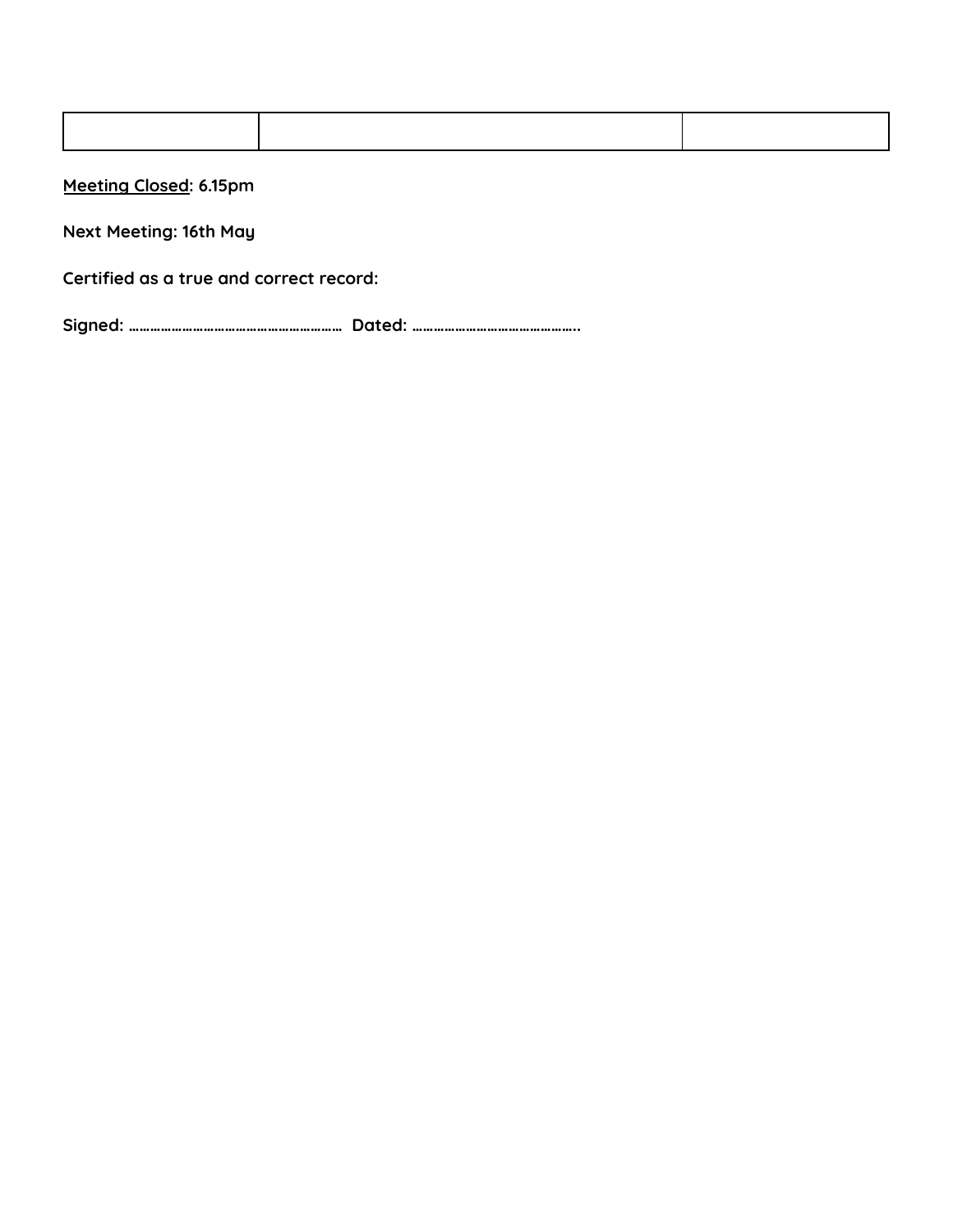| | | |
|---|---|---|
| | | |

Meeting Closed: 6.15pm

**Next Meeting: 16th May**

**Certified as a true and correct record:**

**Signed: …………………………………………………… Dated: ………………………………………..**